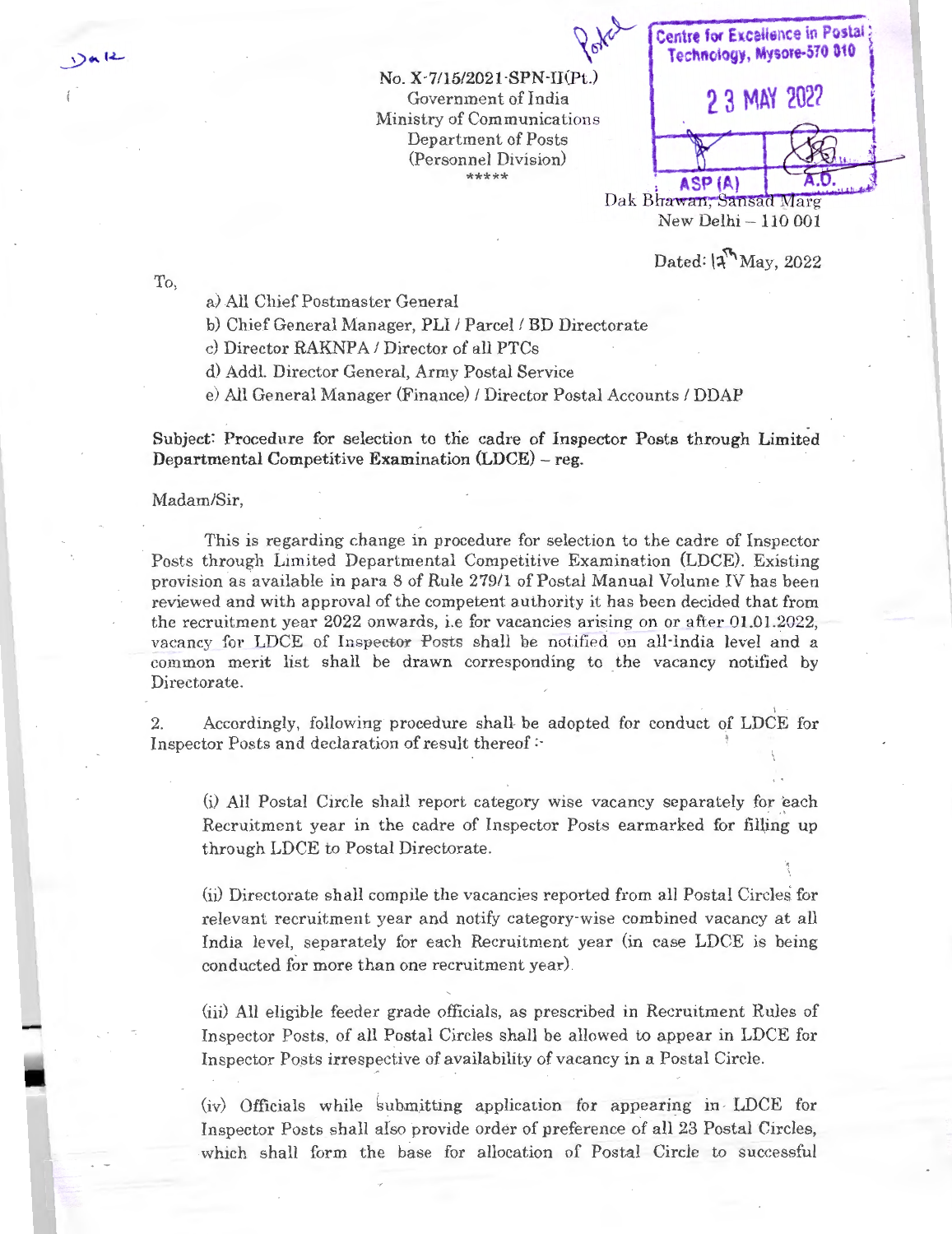No. X-7/15/2021-SPN-II(Pt.)
Government of India
Ministry of Communications
Department of Posts
(Personnel Division)
\*\*\*\*\*

Centre for Excellence in Postal Technology, Mysore-570 010
23 MAY 2022
ASP (A) A.O.

Dak Bhawan, Sansad Marg
New Delhi – 110 001

Dated: 17th May, 2022

To,

a) All Chief Postmaster General
b) Chief General Manager, PLI / Parcel / BD Directorate
c) Director RAKNPA / Director of all PTCs
d) Addl. Director General, Army Postal Service
e) All General Manager (Finance) / Director Postal Accounts / DDAP

**Subject: Procedure for selection to the cadre of Inspector Posts through Limited Departmental Competitive Examination (LDCE) – reg.**

Madam/Sir,

This is regarding change in procedure for selection to the cadre of Inspector Posts through Limited Departmental Competitive Examination (LDCE). Existing provision as available in para 8 of Rule 279/1 of Postal Manual Volume IV has been reviewed and with approval of the competent authority it has been decided that from the recruitment year 2022 onwards, i.e for vacancies arising on or after 01.01.2022, vacancy for LDCE of Inspector Posts shall be notified on all-india level and a common merit list shall be drawn corresponding to the vacancy notified by Directorate.

2. Accordingly, following procedure shall be adopted for conduct of LDCE for Inspector Posts and declaration of result thereof :-

(i) All Postal Circle shall report category wise vacancy separately for each Recruitment year in the cadre of Inspector Posts earmarked for filling up through LDCE to Postal Directorate.

(ii) Directorate shall compile the vacancies reported from all Postal Circles for relevant recruitment year and notify category-wise combined vacancy at all India level, separately for each Recruitment year (in case LDCE is being conducted for more than one recruitment year).

(iii) All eligible feeder grade officials, as prescribed in Recruitment Rules of Inspector Posts, of all Postal Circles shall be allowed to appear in LDCE for Inspector Posts irrespective of availability of vacancy in a Postal Circle.

(iv) Officials while submitting application for appearing in LDCE for Inspector Posts shall also provide order of preference of all 23 Postal Circles, which shall form the base for allocation of Postal Circle to successful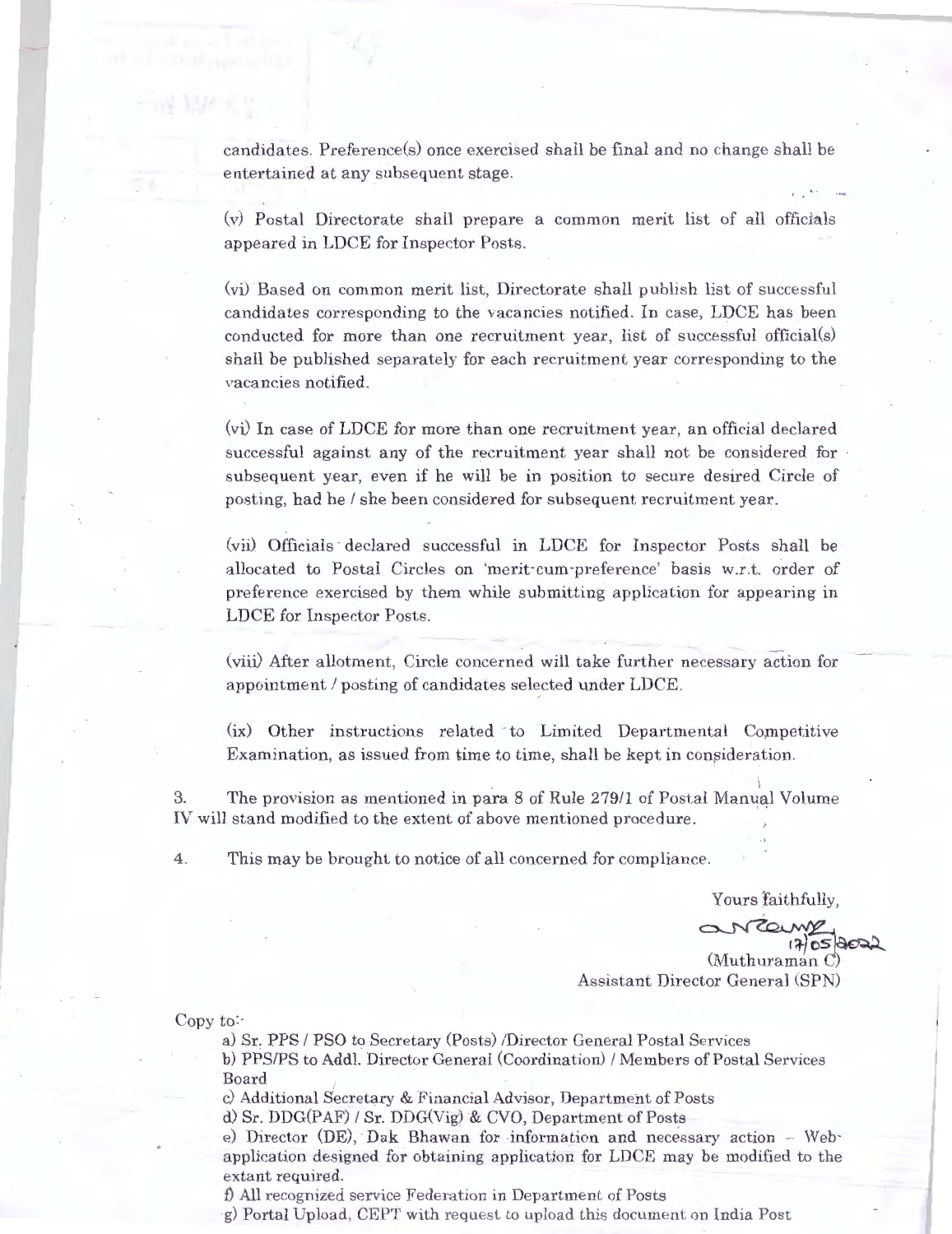candidates. Preference(s) once exercised shall be final and no change shall be entertained at any subsequent stage.

(v) Postal Directorate shall prepare a common merit list of all officials appeared in LDCE for Inspector Posts.

(vi) Based on common merit list, Directorate shall publish list of successful candidates corresponding to the vacancies notified. In case, LDCE has been conducted for more than one recruitment year, list of successful official(s) shall be published separately for each recruitment year corresponding to the vacancies notified.

(vi) In case of LDCE for more than one recruitment year, an official declared successful against any of the recruitment year shall not be considered for subsequent year, even if he will be in position to secure desired Circle of posting, had he / she been considered for subsequent recruitment year.

(vii) Officials declared successful in LDCE for Inspector Posts shall be allocated to Postal Circles on 'merit-cum-preference' basis w.r.t. order of preference exercised by them while submitting application for appearing in LDCE for Inspector Posts.

(viii) After allotment, Circle concerned will take further necessary action for appointment / posting of candidates selected under LDCE.

(ix) Other instructions related to Limited Departmental Competitive Examination, as issued from time to time, shall be kept in consideration.

3. The provision as mentioned in para 8 of Rule 279/1 of Postal Manual Volume IV will stand modified to the extent of above mentioned procedure.

4. This may be brought to notice of all concerned for compliance.

Yours faithfully,

17/05/2022

(Muthuraman C)
Assistant Director General (SPN)

Copy to:-

a) Sr. PPS / PSO to Secretary (Posts) /Director General Postal Services
b) PPS/PS to Addl. Director General (Coordination) / Members of Postal Services Board
c) Additional Secretary & Financial Advisor, Department of Posts
d) Sr. DDG(PAF) / Sr. DDG(Vig) & CVO, Department of Posts
e) Director (DE), Dak Bhawan for information and necessary action – Web-application designed for obtaining application for LDCE may be modified to the extant required.
f) All recognized service Federation in Department of Posts
g) Portal Upload, CEPT with request to upload this document on India Post